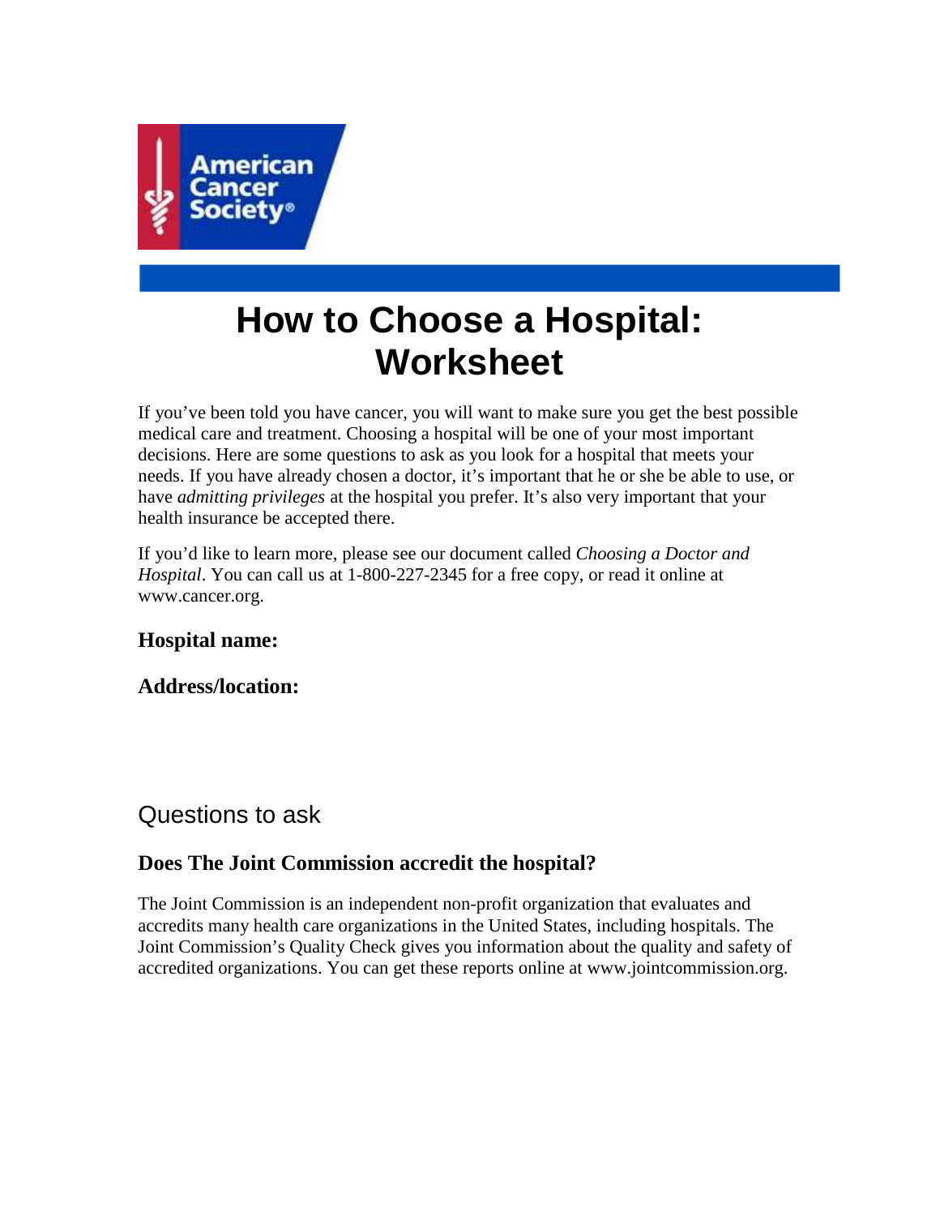# How to Choose a Hospital: Worksheet

If you've been told you have cancer, you will want to make sure you get the best possible medical care and treatment. Choosing a hospital will be one of your most important decisions. Here are some questions to ask as you look for a hospital that meets your needs. If you have already chosen a doctor, it's important that he or she be able to use, or have *admitting privileges* at the hospital you prefer. It's also very important that your health insurance be accepted there.

If you'd like to learn more, please see our document called *Choosing a Doctor and Hospital*. You can call us at 1-800-227-2345 for a free copy, or read it online at www.cancer.org.

**Hospital name:**

**Address/location:**

## Questions to ask

### Does The Joint Commission accredit the hospital?

The Joint Commission is an independent non-profit organization that evaluates and accredits many health care organizations in the United States, including hospitals. The Joint Commission's Quality Check gives you information about the quality and safety of accredited organizations. You can get these reports online at www.jointcommission.org.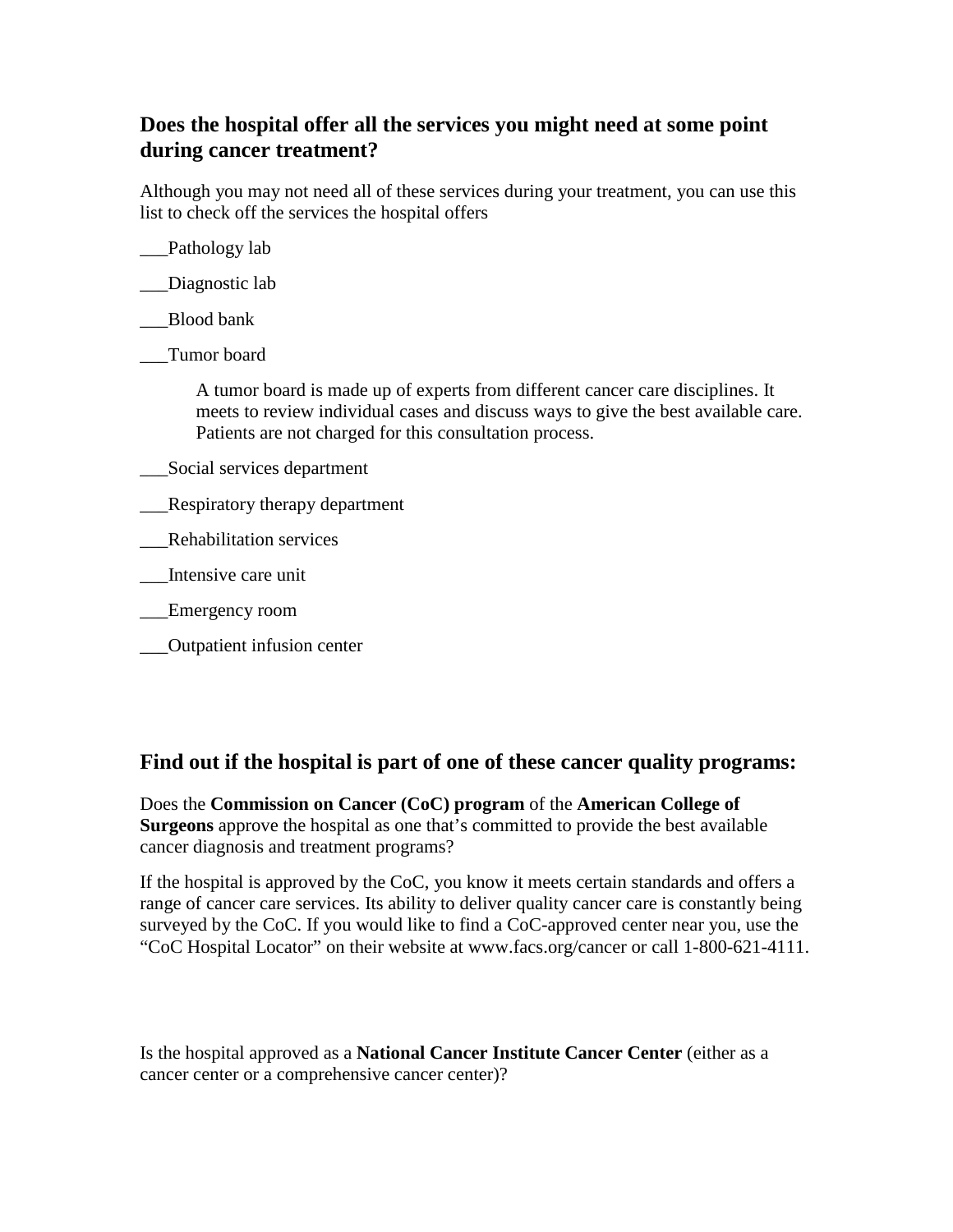## Does the hospital offer all the services you might need at some point during cancer treatment?

Although you may not need all of these services during your treatment, you can use this list to check off the services the hospital offers

___Pathology lab

___Diagnostic lab

___Blood bank

___Tumor board

> A tumor board is made up of experts from different cancer care disciplines. It meets to review individual cases and discuss ways to give the best available care. Patients are not charged for this consultation process.

___Social services department

___Respiratory therapy department

___Rehabilitation services

___Intensive care unit

___Emergency room

___Outpatient infusion center

## Find out if the hospital is part of one of these cancer quality programs:

Does the **Commission on Cancer (CoC) program** of the **American College of Surgeons** approve the hospital as one that's committed to provide the best available cancer diagnosis and treatment programs?

If the hospital is approved by the CoC, you know it meets certain standards and offers a range of cancer care services. Its ability to deliver quality cancer care is constantly being surveyed by the CoC. If you would like to find a CoC-approved center near you, use the "CoC Hospital Locator" on their website at www.facs.org/cancer or call 1-800-621-4111.

Is the hospital approved as a **National Cancer Institute Cancer Center** (either as a cancer center or a comprehensive cancer center)?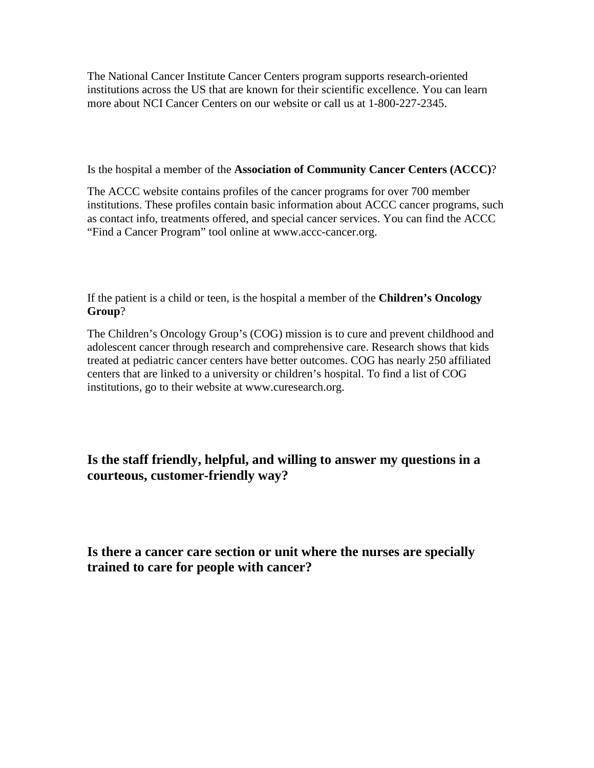The National Cancer Institute Cancer Centers program supports research-oriented institutions across the US that are known for their scientific excellence. You can learn more about NCI Cancer Centers on our website or call us at 1-800-227-2345.

Is the hospital a member of the **Association of Community Cancer Centers (ACCC)**?

The ACCC website contains profiles of the cancer programs for over 700 member institutions. These profiles contain basic information about ACCC cancer programs, such as contact info, treatments offered, and special cancer services. You can find the ACCC "Find a Cancer Program" tool online at www.accc-cancer.org.

If the patient is a child or teen, is the hospital a member of the **Children's Oncology Group**?

The Children's Oncology Group's (COG) mission is to cure and prevent childhood and adolescent cancer through research and comprehensive care. Research shows that kids treated at pediatric cancer centers have better outcomes. COG has nearly 250 affiliated centers that are linked to a university or children's hospital. To find a list of COG institutions, go to their website at www.curesearch.org.

## Is the staff friendly, helpful, and willing to answer my questions in a courteous, customer-friendly way?

## Is there a cancer care section or unit where the nurses are specially trained to care for people with cancer?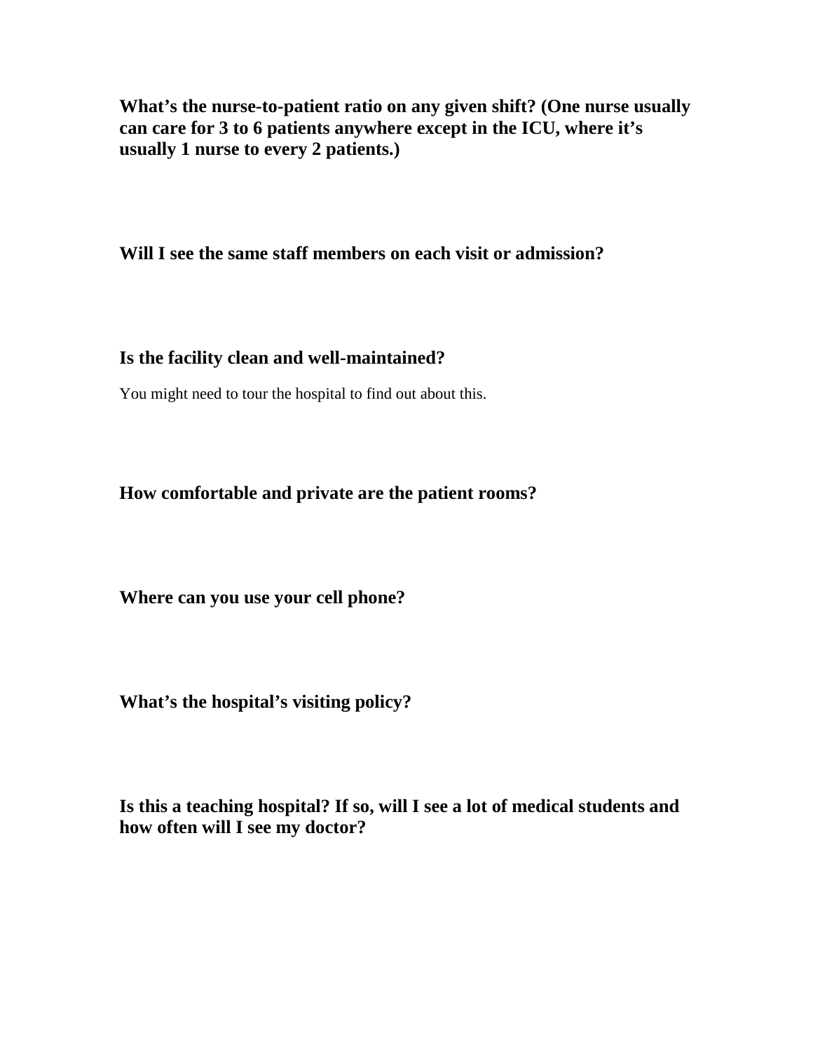**What's the nurse-to-patient ratio on any given shift? (One nurse usually can care for 3 to 6 patients anywhere except in the ICU, where it's usually 1 nurse to every 2 patients.)**

**Will I see the same staff members on each visit or admission?**

**Is the facility clean and well-maintained?**

You might need to tour the hospital to find out about this.

**How comfortable and private are the patient rooms?**

**Where can you use your cell phone?**

**What's the hospital's visiting policy?**

**Is this a teaching hospital? If so, will I see a lot of medical students and how often will I see my doctor?**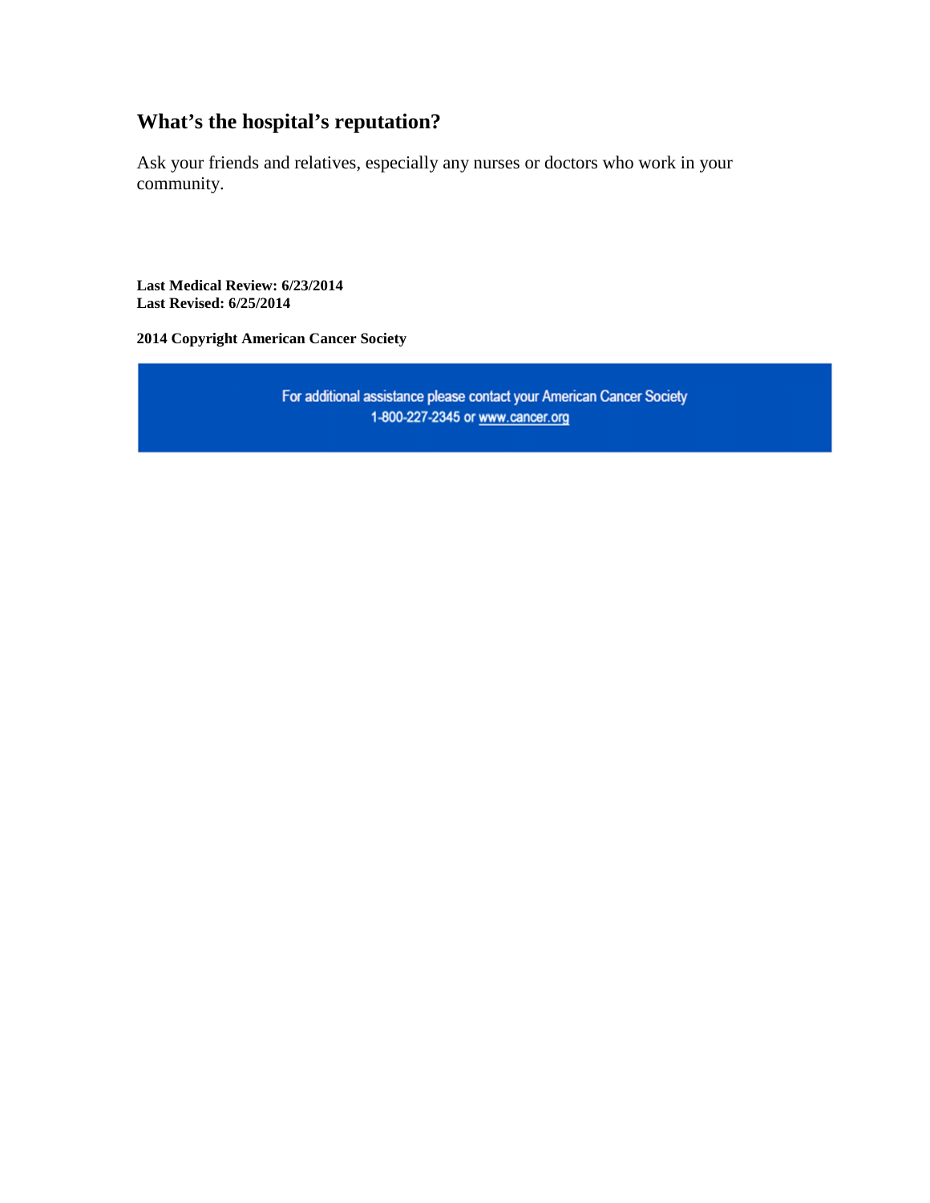## What's the hospital's reputation?

Ask your friends and relatives, especially any nurses or doctors who work in your community.

**Last Medical Review: 6/23/2014**
**Last Revised: 6/25/2014**

**2014 Copyright American Cancer Society**

For additional assistance please contact your American Cancer Society
1-800-227-2345 or www.cancer.org